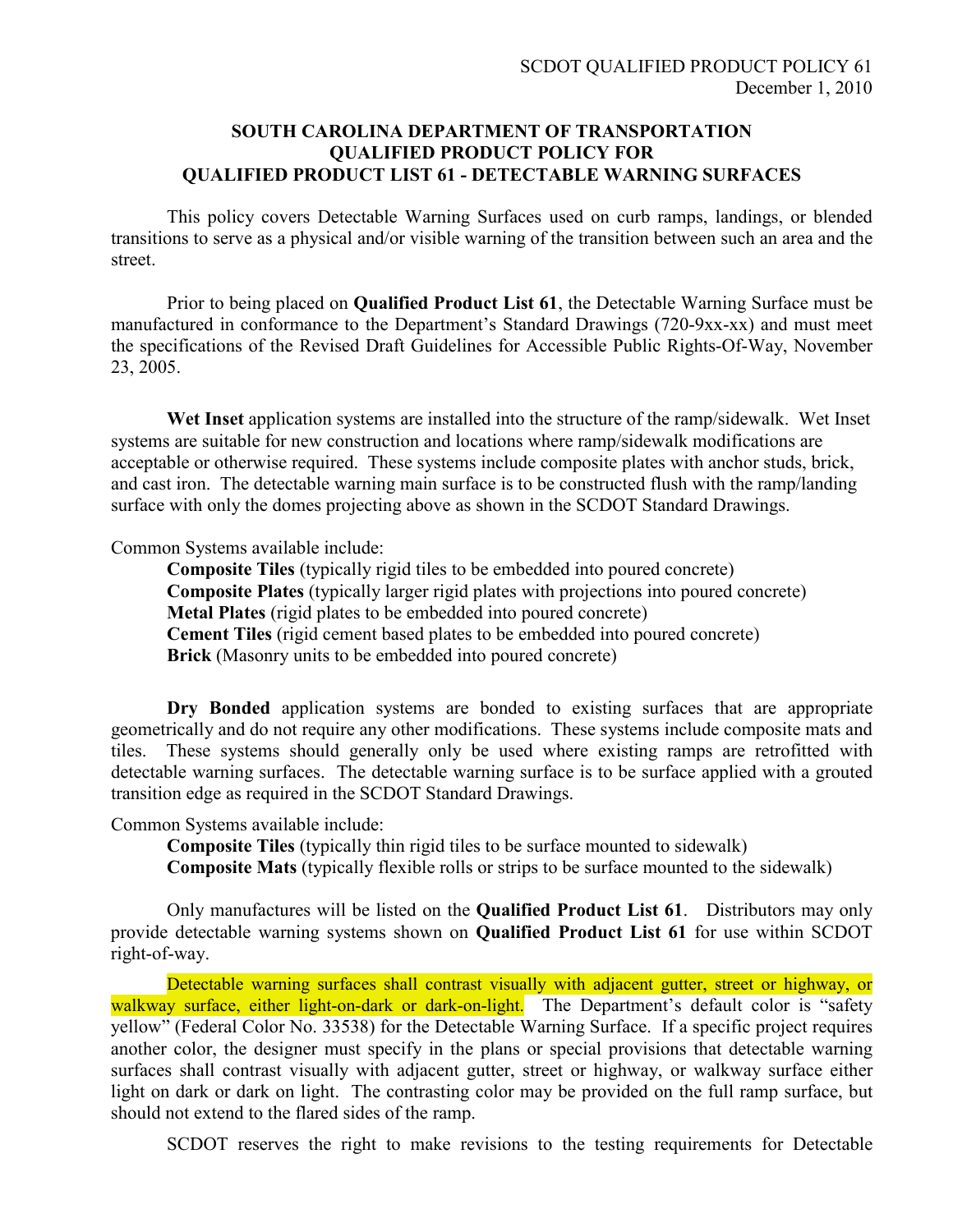SCDOT QUALIFIED PRODUCT POLICY 61
December 1, 2010

# SOUTH CAROLINA DEPARTMENT OF TRANSPORTATION QUALIFIED PRODUCT POLICY FOR QUALIFIED PRODUCT LIST 61 - DETECTABLE WARNING SURFACES

This policy covers Detectable Warning Surfaces used on curb ramps, landings, or blended transitions to serve as a physical and/or visible warning of the transition between such an area and the street.

Prior to being placed on **Qualified Product List 61**, the Detectable Warning Surface must be manufactured in conformance to the Department's Standard Drawings (720-9xx-xx) and must meet the specifications of the Revised Draft Guidelines for Accessible Public Rights-Of-Way, November 23, 2005.

**Wet Inset** application systems are installed into the structure of the ramp/sidewalk. Wet Inset systems are suitable for new construction and locations where ramp/sidewalk modifications are acceptable or otherwise required. These systems include composite plates with anchor studs, brick, and cast iron. The detectable warning main surface is to be constructed flush with the ramp/landing surface with only the domes projecting above as shown in the SCDOT Standard Drawings.

Common Systems available include:

- **Composite Tiles** (typically rigid tiles to be embedded into poured concrete)
- **Composite Plates** (typically larger rigid plates with projections into poured concrete)
- **Metal Plates** (rigid plates to be embedded into poured concrete)
- **Cement Tiles** (rigid cement based plates to be embedded into poured concrete)
- **Brick** (Masonry units to be embedded into poured concrete)

**Dry Bonded** application systems are bonded to existing surfaces that are appropriate geometrically and do not require any other modifications. These systems include composite mats and tiles. These systems should generally only be used where existing ramps are retrofitted with detectable warning surfaces. The detectable warning surface is to be surface applied with a grouted transition edge as required in the SCDOT Standard Drawings.

Common Systems available include:

- **Composite Tiles** (typically thin rigid tiles to be surface mounted to sidewalk)
- **Composite Mats** (typically flexible rolls or strips to be surface mounted to the sidewalk)

Only manufactures will be listed on the **Qualified Product List 61**. Distributors may only provide detectable warning systems shown on **Qualified Product List 61** for use within SCDOT right-of-way.

Detectable warning surfaces shall contrast visually with adjacent gutter, street or highway, or walkway surface, either light-on-dark or dark-on-light. The Department's default color is "safety yellow" (Federal Color No. 33538) for the Detectable Warning Surface. If a specific project requires another color, the designer must specify in the plans or special provisions that detectable warning surfaces shall contrast visually with adjacent gutter, street or highway, or walkway surface either light on dark or dark on light. The contrasting color may be provided on the full ramp surface, but should not extend to the flared sides of the ramp.

SCDOT reserves the right to make revisions to the testing requirements for Detectable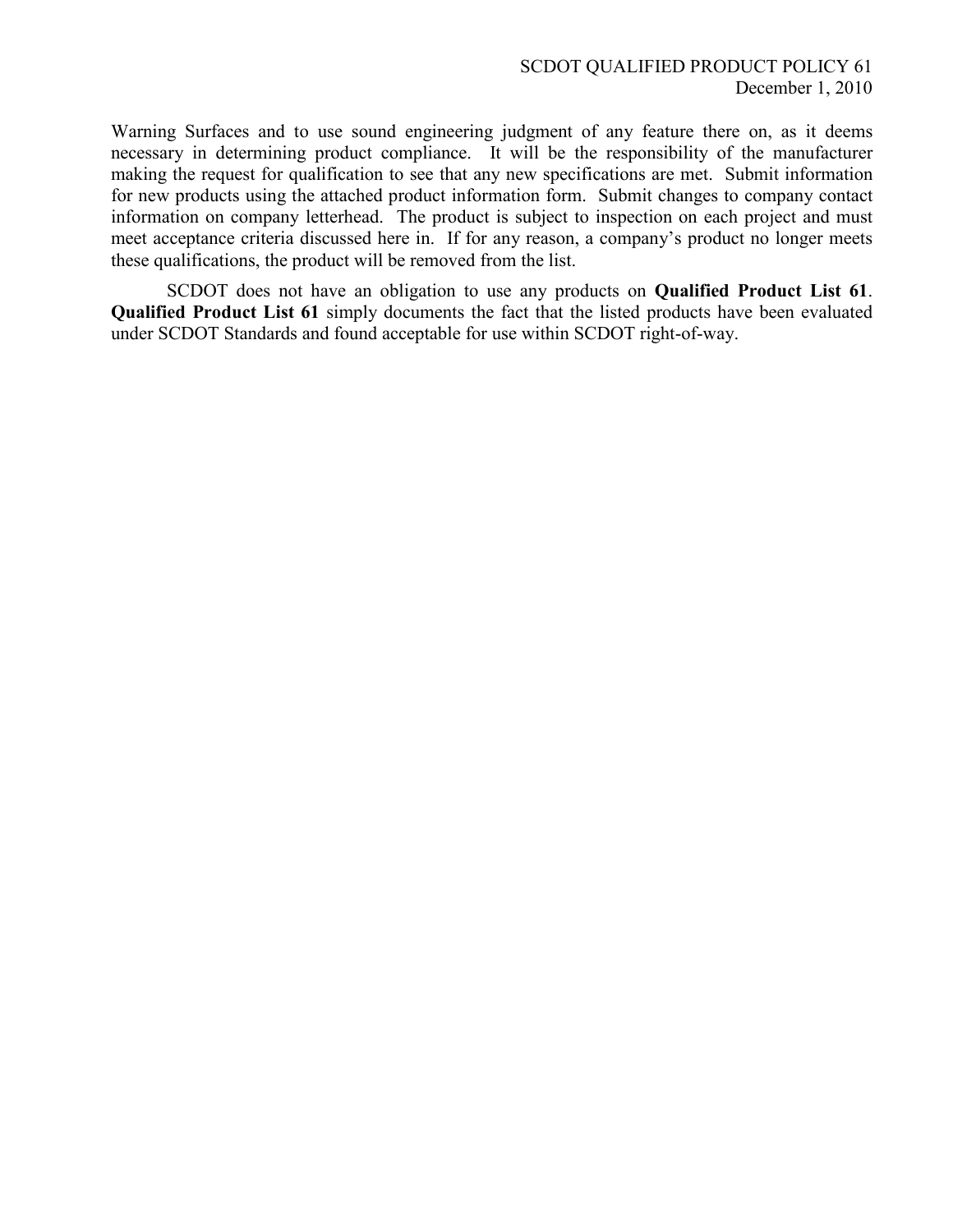Warning Surfaces and to use sound engineering judgment of any feature there on, as it deems necessary in determining product compliance. It will be the responsibility of the manufacturer making the request for qualification to see that any new specifications are met. Submit information for new products using the attached product information form. Submit changes to company contact information on company letterhead. The product is subject to inspection on each project and must meet acceptance criteria discussed here in. If for any reason, a company's product no longer meets these qualifications, the product will be removed from the list.

SCDOT does not have an obligation to use any products on **Qualified Product List 61**. **Qualified Product List 61** simply documents the fact that the listed products have been evaluated under SCDOT Standards and found acceptable for use within SCDOT right-of-way.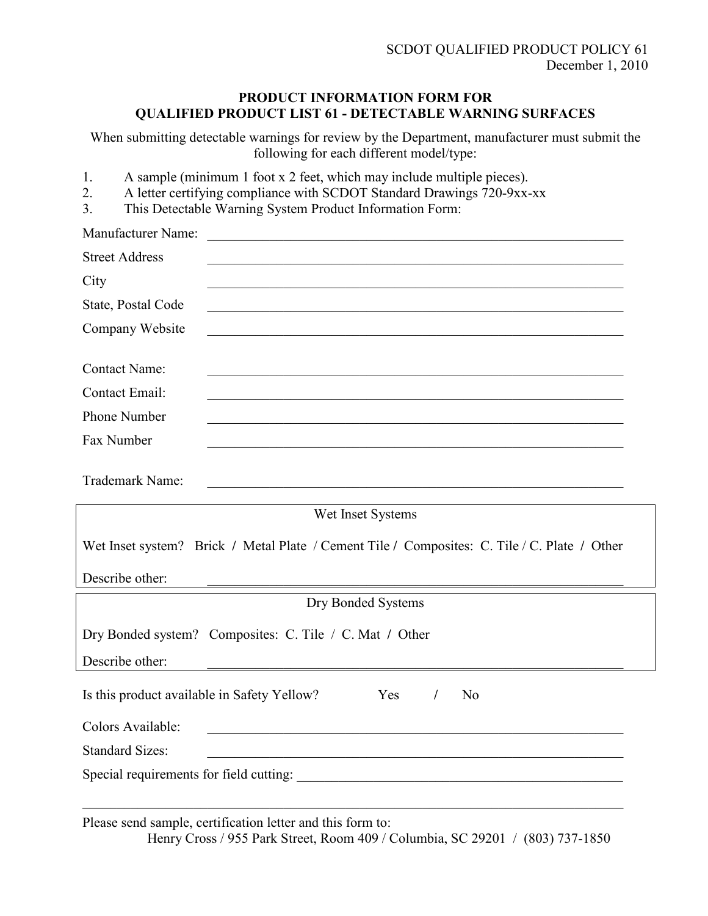SCDOT QUALIFIED PRODUCT POLICY 61
December 1, 2010

## PRODUCT INFORMATION FORM FOR QUALIFIED PRODUCT LIST 61 - DETECTABLE WARNING SURFACES

When submitting detectable warnings for review by the Department, manufacturer must submit the following for each different model/type:

1. A sample (minimum 1 foot x 2 feet, which may include multiple pieces).
2. A letter certifying compliance with SCDOT Standard Drawings 720-9xx-xx
3. This Detectable Warning System Product Information Form:

Manufacturer Name: ______________________________

Street Address ______________________________

City ______________________________

State, Postal Code ______________________________

Company Website ______________________________

Contact Name: ______________________________

Contact Email: ______________________________

Phone Number ______________________________

Fax Number ______________________________

Trademark Name: ______________________________

| Wet Inset Systems |
| --- |
| Wet Inset system? Brick / Metal Plate / Cement Tile / Composites: C. Tile / C. Plate / Other |
| Describe other: ______________________________ |

| Dry Bonded Systems |
| --- |
| Dry Bonded system? Composites: C. Tile / C. Mat / Other |
| Describe other: ______________________________ |

Is this product available in Safety Yellow? Yes / No

Colors Available: ______________________________

Standard Sizes: ______________________________

Special requirements for field cutting: ______________________________

______________________________

Please send sample, certification letter and this form to:
Henry Cross / 955 Park Street, Room 409 / Columbia, SC 29201 / (803) 737-1850